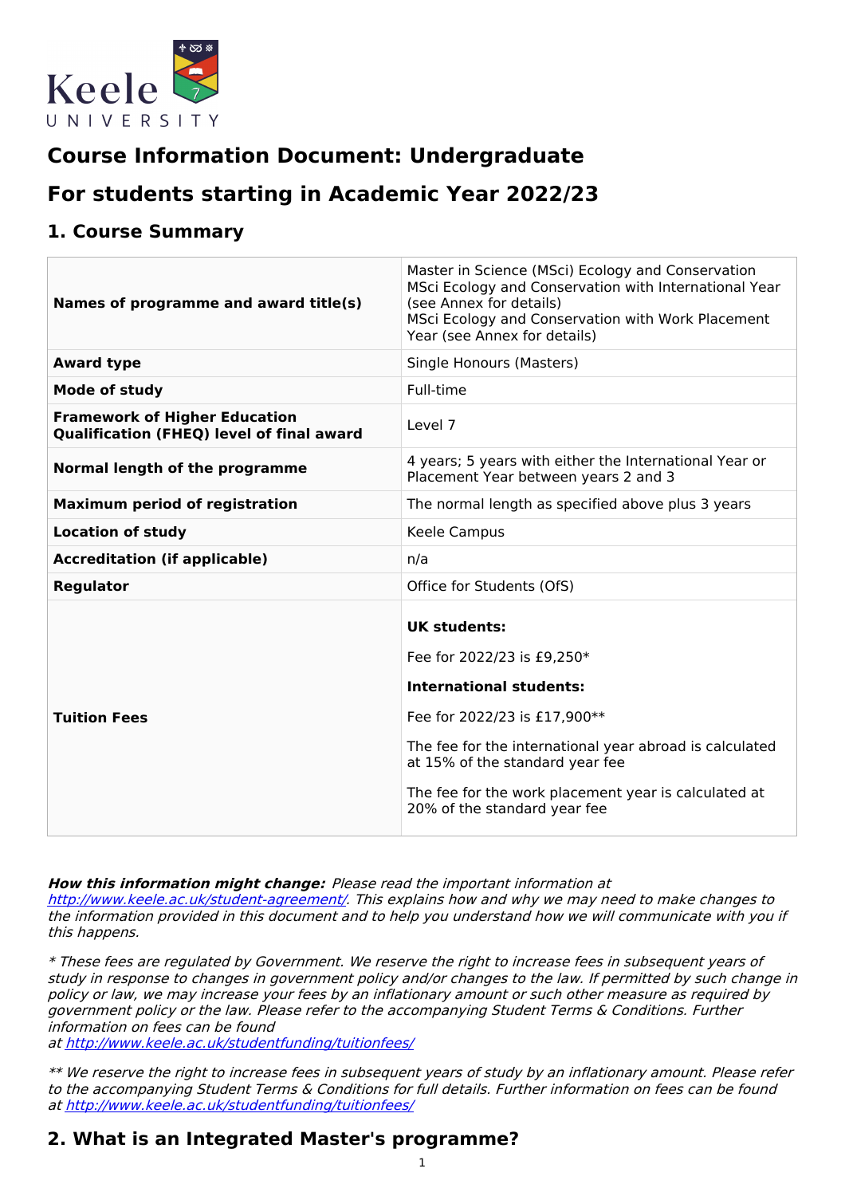# Course Information Document: Undergraduate

# For students starting in Academic Year 2022/23

## 1. Course Summary

| | |
|---|---|
| **Names of programme and award title(s)** | Master in Science (MSci) Ecology and Conservation<br>MSci Ecology and Conservation with International Year (see Annex for details)<br>MSci Ecology and Conservation with Work Placement Year (see Annex for details) |
| **Award type** | Single Honours (Masters) |
| **Mode of study** | Full-time |
| **Framework of Higher Education Qualification (FHEQ) level of final award** | Level 7 |
| **Normal length of the programme** | 4 years; 5 years with either the International Year or Placement Year between years 2 and 3 |
| **Maximum period of registration** | The normal length as specified above plus 3 years |
| **Location of study** | Keele Campus |
| **Accreditation (if applicable)** | n/a |
| **Regulator** | Office for Students (OfS) |
| **Tuition Fees** | **UK students:**<br>Fee for 2022/23 is £9,250*<br>**International students:**<br>Fee for 2022/23 is £17,900**<br>The fee for the international year abroad is calculated at 15% of the standard year fee<br>The fee for the work placement year is calculated at 20% of the standard year fee |

***How this information might change:*** *Please read the important information at [http://www.keele.ac.uk/student-agreement/](http://www.keele.ac.uk/student-agreement/). This explains how and why we may need to make changes to the information provided in this document and to help you understand how we will communicate with you if this happens.*

*\* These fees are regulated by Government. We reserve the right to increase fees in subsequent years of study in response to changes in government policy and/or changes to the law. If permitted by such change in policy or law, we may increase your fees by an inflationary amount or such other measure as required by government policy or the law. Please refer to the accompanying Student Terms & Conditions. Further information on fees can be found at [http://www.keele.ac.uk/studentfunding/tuitionfees/](http://www.keele.ac.uk/studentfunding/tuitionfees/)*

*\*\* We reserve the right to increase fees in subsequent years of study by an inflationary amount. Please refer to the accompanying Student Terms & Conditions for full details. Further information on fees can be found at [http://www.keele.ac.uk/studentfunding/tuitionfees/](http://www.keele.ac.uk/studentfunding/tuitionfees/)*

## 2. What is an Integrated Master's programme?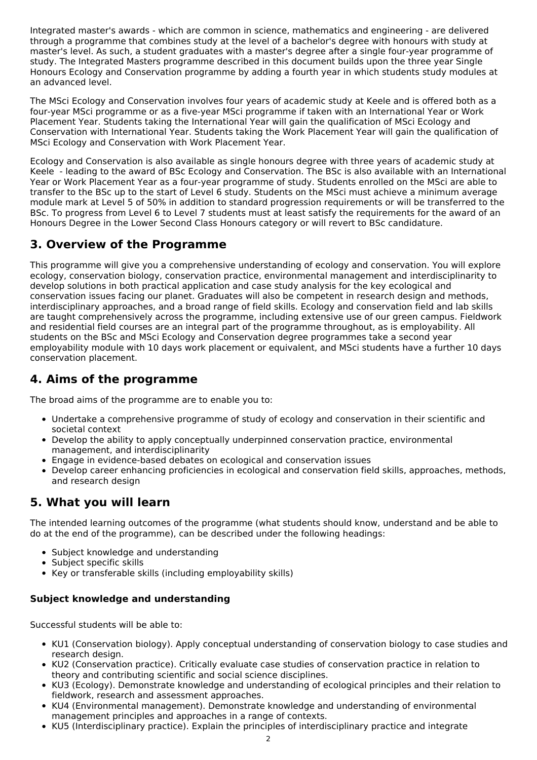Integrated master's awards - which are common in science, mathematics and engineering - are delivered through a programme that combines study at the level of a bachelor's degree with honours with study at master's level. As such, a student graduates with a master's degree after a single four-year programme of study. The Integrated Masters programme described in this document builds upon the three year Single Honours Ecology and Conservation programme by adding a fourth year in which students study modules at an advanced level.

The MSci Ecology and Conservation involves four years of academic study at Keele and is offered both as a four-year MSci programme or as a five-year MSci programme if taken with an International Year or Work Placement Year. Students taking the International Year will gain the qualification of MSci Ecology and Conservation with International Year. Students taking the Work Placement Year will gain the qualification of MSci Ecology and Conservation with Work Placement Year.

Ecology and Conservation is also available as single honours degree with three years of academic study at Keele - leading to the award of BSc Ecology and Conservation. The BSc is also available with an International Year or Work Placement Year as a four-year programme of study. Students enrolled on the MSci are able to transfer to the BSc up to the start of Level 6 study. Students on the MSci must achieve a minimum average module mark at Level 5 of 50% in addition to standard progression requirements or will be transferred to the BSc. To progress from Level 6 to Level 7 students must at least satisfy the requirements for the award of an Honours Degree in the Lower Second Class Honours category or will revert to BSc candidature.

## 3. Overview of the Programme

This programme will give you a comprehensive understanding of ecology and conservation. You will explore ecology, conservation biology, conservation practice, environmental management and interdisciplinarity to develop solutions in both practical application and case study analysis for the key ecological and conservation issues facing our planet. Graduates will also be competent in research design and methods, interdisciplinary approaches, and a broad range of field skills. Ecology and conservation field and lab skills are taught comprehensively across the programme, including extensive use of our green campus. Fieldwork and residential field courses are an integral part of the programme throughout, as is employability. All students on the BSc and MSci Ecology and Conservation degree programmes take a second year employability module with 10 days work placement or equivalent, and MSci students have a further 10 days conservation placement.

## 4. Aims of the programme

The broad aims of the programme are to enable you to:

- Undertake a comprehensive programme of study of ecology and conservation in their scientific and societal context
- Develop the ability to apply conceptually underpinned conservation practice, environmental management, and interdisciplinarity
- Engage in evidence-based debates on ecological and conservation issues
- Develop career enhancing proficiencies in ecological and conservation field skills, approaches, methods, and research design

## 5. What you will learn

The intended learning outcomes of the programme (what students should know, understand and be able to do at the end of the programme), can be described under the following headings:

- Subject knowledge and understanding
- Subject specific skills
- Key or transferable skills (including employability skills)

### Subject knowledge and understanding

Successful students will be able to:

- KU1 (Conservation biology). Apply conceptual understanding of conservation biology to case studies and research design.
- KU2 (Conservation practice). Critically evaluate case studies of conservation practice in relation to theory and contributing scientific and social science disciplines.
- KU3 (Ecology). Demonstrate knowledge and understanding of ecological principles and their relation to fieldwork, research and assessment approaches.
- KU4 (Environmental management). Demonstrate knowledge and understanding of environmental management principles and approaches in a range of contexts.
- KU5 (Interdisciplinary practice). Explain the principles of interdisciplinary practice and integrate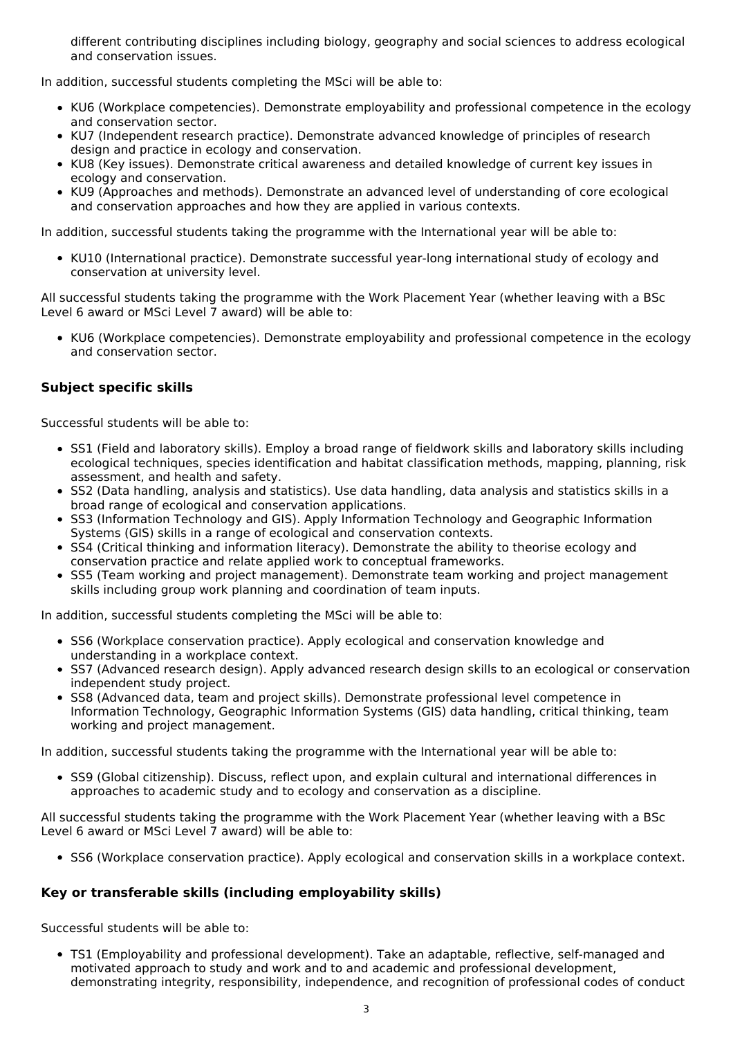different contributing disciplines including biology, geography and social sciences to address ecological and conservation issues.

In addition, successful students completing the MSci will be able to:

- KU6 (Workplace competencies). Demonstrate employability and professional competence in the ecology and conservation sector.
- KU7 (Independent research practice). Demonstrate advanced knowledge of principles of research design and practice in ecology and conservation.
- KU8 (Key issues). Demonstrate critical awareness and detailed knowledge of current key issues in ecology and conservation.
- KU9 (Approaches and methods). Demonstrate an advanced level of understanding of core ecological and conservation approaches and how they are applied in various contexts.

In addition, successful students taking the programme with the International year will be able to:

- KU10 (International practice). Demonstrate successful year-long international study of ecology and conservation at university level.

All successful students taking the programme with the Work Placement Year (whether leaving with a BSc Level 6 award or MSci Level 7 award) will be able to:

- KU6 (Workplace competencies). Demonstrate employability and professional competence in the ecology and conservation sector.

### Subject specific skills

Successful students will be able to:

- SS1 (Field and laboratory skills). Employ a broad range of fieldwork skills and laboratory skills including ecological techniques, species identification and habitat classification methods, mapping, planning, risk assessment, and health and safety.
- SS2 (Data handling, analysis and statistics). Use data handling, data analysis and statistics skills in a broad range of ecological and conservation applications.
- SS3 (Information Technology and GIS). Apply Information Technology and Geographic Information Systems (GIS) skills in a range of ecological and conservation contexts.
- SS4 (Critical thinking and information literacy). Demonstrate the ability to theorise ecology and conservation practice and relate applied work to conceptual frameworks.
- SS5 (Team working and project management). Demonstrate team working and project management skills including group work planning and coordination of team inputs.

In addition, successful students completing the MSci will be able to:

- SS6 (Workplace conservation practice). Apply ecological and conservation knowledge and understanding in a workplace context.
- SS7 (Advanced research design). Apply advanced research design skills to an ecological or conservation independent study project.
- SS8 (Advanced data, team and project skills). Demonstrate professional level competence in Information Technology, Geographic Information Systems (GIS) data handling, critical thinking, team working and project management.

In addition, successful students taking the programme with the International year will be able to:

- SS9 (Global citizenship). Discuss, reflect upon, and explain cultural and international differences in approaches to academic study and to ecology and conservation as a discipline.

All successful students taking the programme with the Work Placement Year (whether leaving with a BSc Level 6 award or MSci Level 7 award) will be able to:

- SS6 (Workplace conservation practice). Apply ecological and conservation skills in a workplace context.

### Key or transferable skills (including employability skills)

Successful students will be able to:

- TS1 (Employability and professional development). Take an adaptable, reflective, self-managed and motivated approach to study and work and to and academic and professional development, demonstrating integrity, responsibility, independence, and recognition of professional codes of conduct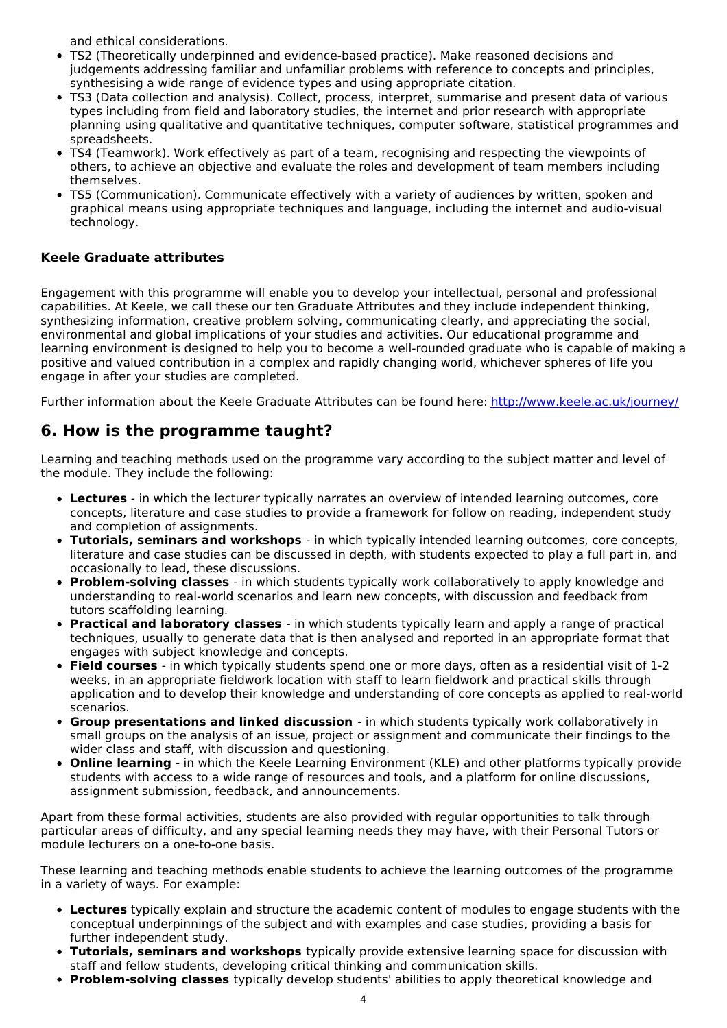and ethical considerations.

- TS2 (Theoretically underpinned and evidence-based practice). Make reasoned decisions and judgements addressing familiar and unfamiliar problems with reference to concepts and principles, synthesising a wide range of evidence types and using appropriate citation.
- TS3 (Data collection and analysis). Collect, process, interpret, summarise and present data of various types including from field and laboratory studies, the internet and prior research with appropriate planning using qualitative and quantitative techniques, computer software, statistical programmes and spreadsheets.
- TS4 (Teamwork). Work effectively as part of a team, recognising and respecting the viewpoints of others, to achieve an objective and evaluate the roles and development of team members including themselves.
- TS5 (Communication). Communicate effectively with a variety of audiences by written, spoken and graphical means using appropriate techniques and language, including the internet and audio-visual technology.

### Keele Graduate attributes

Engagement with this programme will enable you to develop your intellectual, personal and professional capabilities. At Keele, we call these our ten Graduate Attributes and they include independent thinking, synthesizing information, creative problem solving, communicating clearly, and appreciating the social, environmental and global implications of your studies and activities. Our educational programme and learning environment is designed to help you to become a well-rounded graduate who is capable of making a positive and valued contribution in a complex and rapidly changing world, whichever spheres of life you engage in after your studies are completed.

Further information about the Keele Graduate Attributes can be found here: http://www.keele.ac.uk/journey/

## 6. How is the programme taught?

Learning and teaching methods used on the programme vary according to the subject matter and level of the module. They include the following:

- **Lectures** - in which the lecturer typically narrates an overview of intended learning outcomes, core concepts, literature and case studies to provide a framework for follow on reading, independent study and completion of assignments.
- **Tutorials, seminars and workshops** - in which typically intended learning outcomes, core concepts, literature and case studies can be discussed in depth, with students expected to play a full part in, and occasionally to lead, these discussions.
- **Problem-solving classes** - in which students typically work collaboratively to apply knowledge and understanding to real-world scenarios and learn new concepts, with discussion and feedback from tutors scaffolding learning.
- **Practical and laboratory classes** - in which students typically learn and apply a range of practical techniques, usually to generate data that is then analysed and reported in an appropriate format that engages with subject knowledge and concepts.
- **Field courses** - in which typically students spend one or more days, often as a residential visit of 1-2 weeks, in an appropriate fieldwork location with staff to learn fieldwork and practical skills through application and to develop their knowledge and understanding of core concepts as applied to real-world scenarios.
- **Group presentations and linked discussion** - in which students typically work collaboratively in small groups on the analysis of an issue, project or assignment and communicate their findings to the wider class and staff, with discussion and questioning.
- **Online learning** - in which the Keele Learning Environment (KLE) and other platforms typically provide students with access to a wide range of resources and tools, and a platform for online discussions, assignment submission, feedback, and announcements.

Apart from these formal activities, students are also provided with regular opportunities to talk through particular areas of difficulty, and any special learning needs they may have, with their Personal Tutors or module lecturers on a one-to-one basis.

These learning and teaching methods enable students to achieve the learning outcomes of the programme in a variety of ways. For example:

- **Lectures** typically explain and structure the academic content of modules to engage students with the conceptual underpinnings of the subject and with examples and case studies, providing a basis for further independent study.
- **Tutorials, seminars and workshops** typically provide extensive learning space for discussion with staff and fellow students, developing critical thinking and communication skills.
- **Problem-solving classes** typically develop students' abilities to apply theoretical knowledge and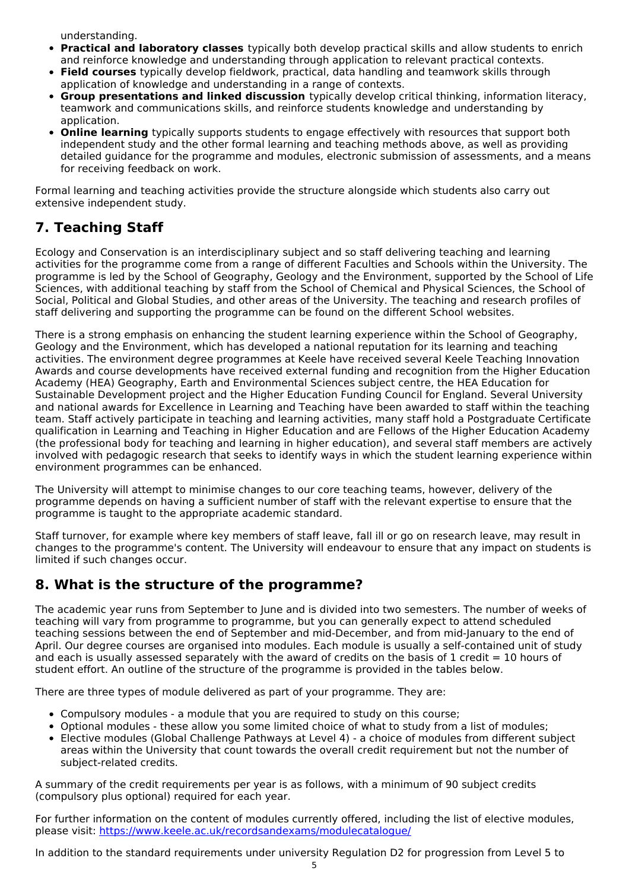understanding.

- **Practical and laboratory classes** typically both develop practical skills and allow students to enrich and reinforce knowledge and understanding through application to relevant practical contexts.
- **Field courses** typically develop fieldwork, practical, data handling and teamwork skills through application of knowledge and understanding in a range of contexts.
- **Group presentations and linked discussion** typically develop critical thinking, information literacy, teamwork and communications skills, and reinforce students knowledge and understanding by application.
- **Online learning** typically supports students to engage effectively with resources that support both independent study and the other formal learning and teaching methods above, as well as providing detailed guidance for the programme and modules, electronic submission of assessments, and a means for receiving feedback on work.

Formal learning and teaching activities provide the structure alongside which students also carry out extensive independent study.

## 7. Teaching Staff

Ecology and Conservation is an interdisciplinary subject and so staff delivering teaching and learning activities for the programme come from a range of different Faculties and Schools within the University. The programme is led by the School of Geography, Geology and the Environment, supported by the School of Life Sciences, with additional teaching by staff from the School of Chemical and Physical Sciences, the School of Social, Political and Global Studies, and other areas of the University. The teaching and research profiles of staff delivering and supporting the programme can be found on the different School websites.

There is a strong emphasis on enhancing the student learning experience within the School of Geography, Geology and the Environment, which has developed a national reputation for its learning and teaching activities. The environment degree programmes at Keele have received several Keele Teaching Innovation Awards and course developments have received external funding and recognition from the Higher Education Academy (HEA) Geography, Earth and Environmental Sciences subject centre, the HEA Education for Sustainable Development project and the Higher Education Funding Council for England. Several University and national awards for Excellence in Learning and Teaching have been awarded to staff within the teaching team. Staff actively participate in teaching and learning activities, many staff hold a Postgraduate Certificate qualification in Learning and Teaching in Higher Education and are Fellows of the Higher Education Academy (the professional body for teaching and learning in higher education), and several staff members are actively involved with pedagogic research that seeks to identify ways in which the student learning experience within environment programmes can be enhanced.

The University will attempt to minimise changes to our core teaching teams, however, delivery of the programme depends on having a sufficient number of staff with the relevant expertise to ensure that the programme is taught to the appropriate academic standard.

Staff turnover, for example where key members of staff leave, fall ill or go on research leave, may result in changes to the programme's content. The University will endeavour to ensure that any impact on students is limited if such changes occur.

## 8. What is the structure of the programme?

The academic year runs from September to June and is divided into two semesters. The number of weeks of teaching will vary from programme to programme, but you can generally expect to attend scheduled teaching sessions between the end of September and mid-December, and from mid-January to the end of April. Our degree courses are organised into modules. Each module is usually a self-contained unit of study and each is usually assessed separately with the award of credits on the basis of 1 credit = 10 hours of student effort. An outline of the structure of the programme is provided in the tables below.

There are three types of module delivered as part of your programme. They are:

- Compulsory modules - a module that you are required to study on this course;
- Optional modules - these allow you some limited choice of what to study from a list of modules;
- Elective modules (Global Challenge Pathways at Level 4) - a choice of modules from different subject areas within the University that count towards the overall credit requirement but not the number of subject-related credits.

A summary of the credit requirements per year is as follows, with a minimum of 90 subject credits (compulsory plus optional) required for each year.

For further information on the content of modules currently offered, including the list of elective modules, please visit: https://www.keele.ac.uk/recordsandexams/modulecatalogue/

In addition to the standard requirements under university Regulation D2 for progression from Level 5 to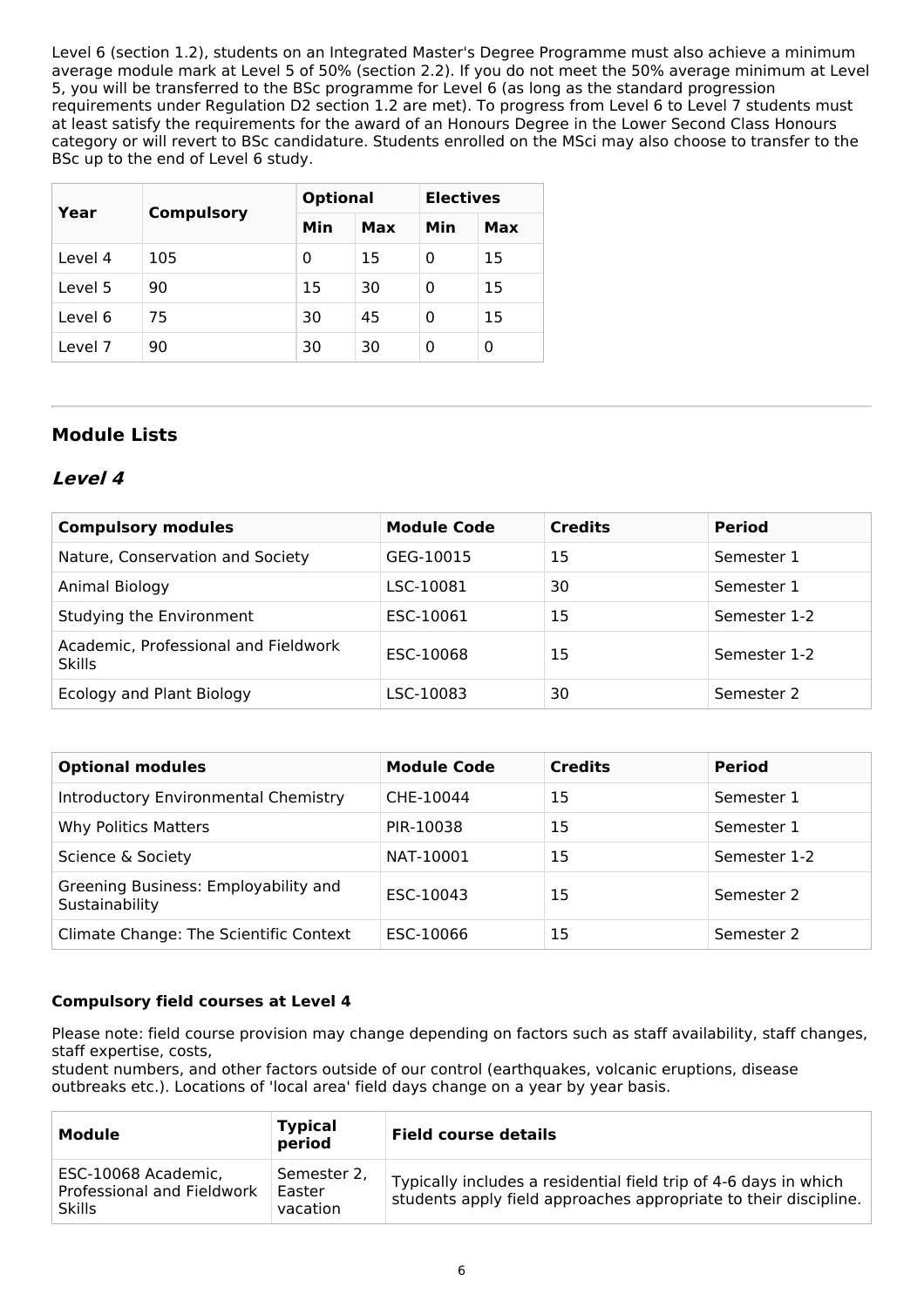Level 6 (section 1.2), students on an Integrated Master's Degree Programme must also achieve a minimum average module mark at Level 5 of 50% (section 2.2). If you do not meet the 50% average minimum at Level 5, you will be transferred to the BSc programme for Level 6 (as long as the standard progression requirements under Regulation D2 section 1.2 are met). To progress from Level 6 to Level 7 students must at least satisfy the requirements for the award of an Honours Degree in the Lower Second Class Honours category or will revert to BSc candidature. Students enrolled on the MSci may also choose to transfer to the BSc up to the end of Level 6 study.

| Year | Compulsory | Optional | | Electives | |
|---|---|---|---|---|---|
| | | Min | Max | Min | Max |
| Level 4 | 105 | 0 | 15 | 0 | 15 |
| Level 5 | 90 | 15 | 30 | 0 | 15 |
| Level 6 | 75 | 30 | 45 | 0 | 15 |
| Level 7 | 90 | 30 | 30 | 0 | 0 |

## Module Lists

### *Level 4*

| Compulsory modules | Module Code | Credits | Period |
|---|---|---|---|
| Nature, Conservation and Society | GEG-10015 | 15 | Semester 1 |
| Animal Biology | LSC-10081 | 30 | Semester 1 |
| Studying the Environment | ESC-10061 | 15 | Semester 1-2 |
| Academic, Professional and Fieldwork Skills | ESC-10068 | 15 | Semester 1-2 |
| Ecology and Plant Biology | LSC-10083 | 30 | Semester 2 |

| Optional modules | Module Code | Credits | Period |
|---|---|---|---|
| Introductory Environmental Chemistry | CHE-10044 | 15 | Semester 1 |
| Why Politics Matters | PIR-10038 | 15 | Semester 1 |
| Science & Society | NAT-10001 | 15 | Semester 1-2 |
| Greening Business: Employability and Sustainability | ESC-10043 | 15 | Semester 2 |
| Climate Change: The Scientific Context | ESC-10066 | 15 | Semester 2 |

**Compulsory field courses at Level 4**

Please note: field course provision may change depending on factors such as staff availability, staff changes, staff expertise, costs,
student numbers, and other factors outside of our control (earthquakes, volcanic eruptions, disease outbreaks etc.). Locations of 'local area' field days change on a year by year basis.

| Module | Typical period | Field course details |
|---|---|---|
| ESC-10068 Academic, Professional and Fieldwork Skills | Semester 2, Easter vacation | Typically includes a residential field trip of 4-6 days in which students apply field approaches appropriate to their discipline. |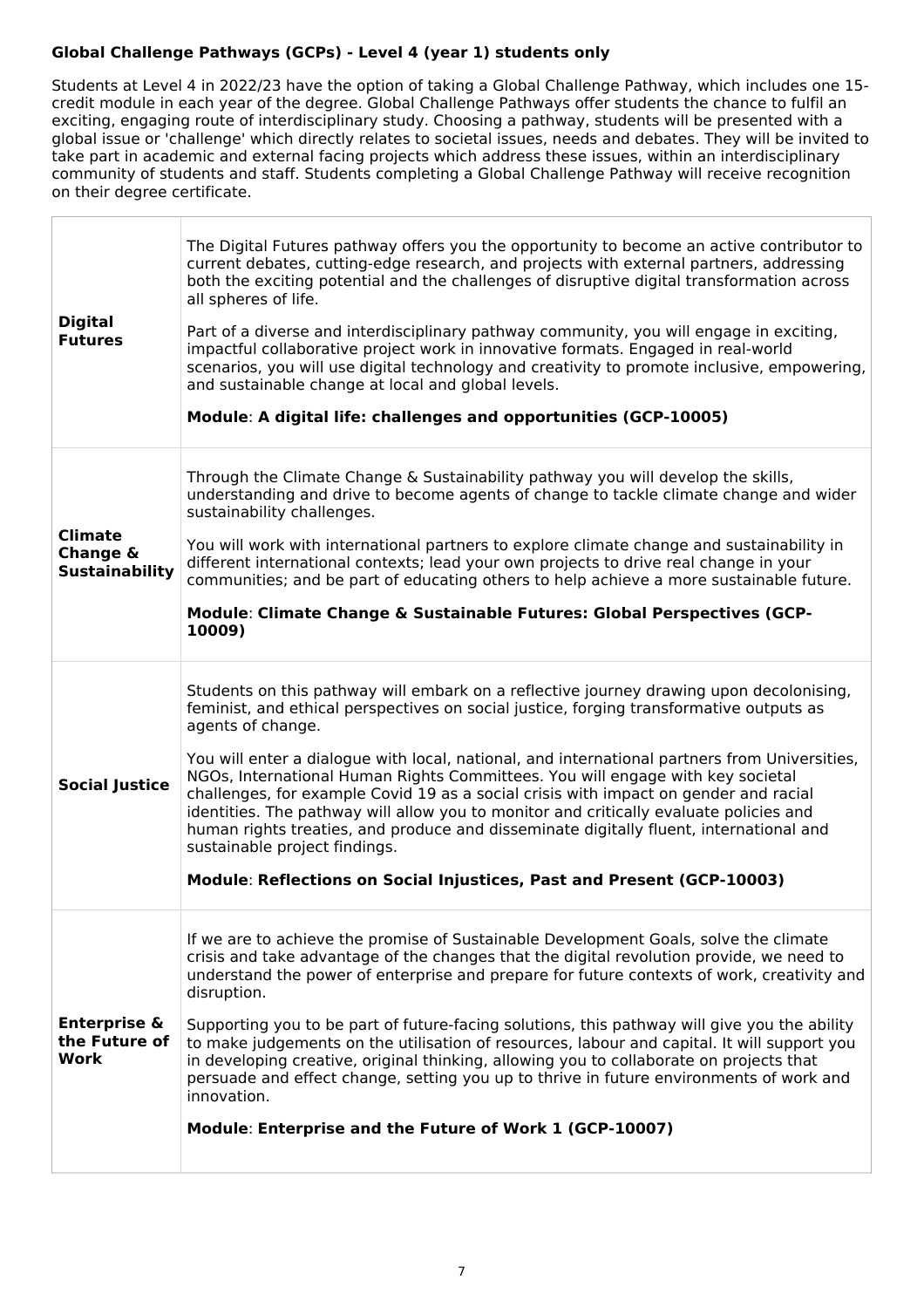**Global Challenge Pathways (GCPs) - Level 4 (year 1) students only**

Students at Level 4 in 2022/23 have the option of taking a Global Challenge Pathway, which includes one 15-credit module in each year of the degree. Global Challenge Pathways offer students the chance to fulfil an exciting, engaging route of interdisciplinary study. Choosing a pathway, students will be presented with a global issue or 'challenge' which directly relates to societal issues, needs and debates. They will be invited to take part in academic and external facing projects which address these issues, within an interdisciplinary community of students and staff. Students completing a Global Challenge Pathway will receive recognition on their degree certificate.

| | |
|---|---|
| **Digital Futures** | The Digital Futures pathway offers you the opportunity to become an active contributor to current debates, cutting-edge research, and projects with external partners, addressing both the exciting potential and the challenges of disruptive digital transformation across all spheres of life.<br><br>Part of a diverse and interdisciplinary pathway community, you will engage in exciting, impactful collaborative project work in innovative formats. Engaged in real-world scenarios, you will use digital technology and creativity to promote inclusive, empowering, and sustainable change at local and global levels.<br><br>**Module**: **A digital life: challenges and opportunities (GCP-10005)** |
| **Climate Change & Sustainability** | Through the Climate Change & Sustainability pathway you will develop the skills, understanding and drive to become agents of change to tackle climate change and wider sustainability challenges.<br><br>You will work with international partners to explore climate change and sustainability in different international contexts; lead your own projects to drive real change in your communities; and be part of educating others to help achieve a more sustainable future.<br><br>**Module**: **Climate Change & Sustainable Futures: Global Perspectives (GCP-10009)** |
| **Social Justice** | Students on this pathway will embark on a reflective journey drawing upon decolonising, feminist, and ethical perspectives on social justice, forging transformative outputs as agents of change.<br><br>You will enter a dialogue with local, national, and international partners from Universities, NGOs, International Human Rights Committees. You will engage with key societal challenges, for example Covid 19 as a social crisis with impact on gender and racial identities. The pathway will allow you to monitor and critically evaluate policies and human rights treaties, and produce and disseminate digitally fluent, international and sustainable project findings.<br><br>**Module**: **Reflections on Social Injustices, Past and Present (GCP-10003)** |
| **Enterprise & the Future of Work** | If we are to achieve the promise of Sustainable Development Goals, solve the climate crisis and take advantage of the changes that the digital revolution provide, we need to understand the power of enterprise and prepare for future contexts of work, creativity and disruption.<br><br>Supporting you to be part of future-facing solutions, this pathway will give you the ability to make judgements on the utilisation of resources, labour and capital. It will support you in developing creative, original thinking, allowing you to collaborate on projects that persuade and effect change, setting you up to thrive in future environments of work and innovation.<br><br>**Module**: **Enterprise and the Future of Work 1 (GCP-10007)** |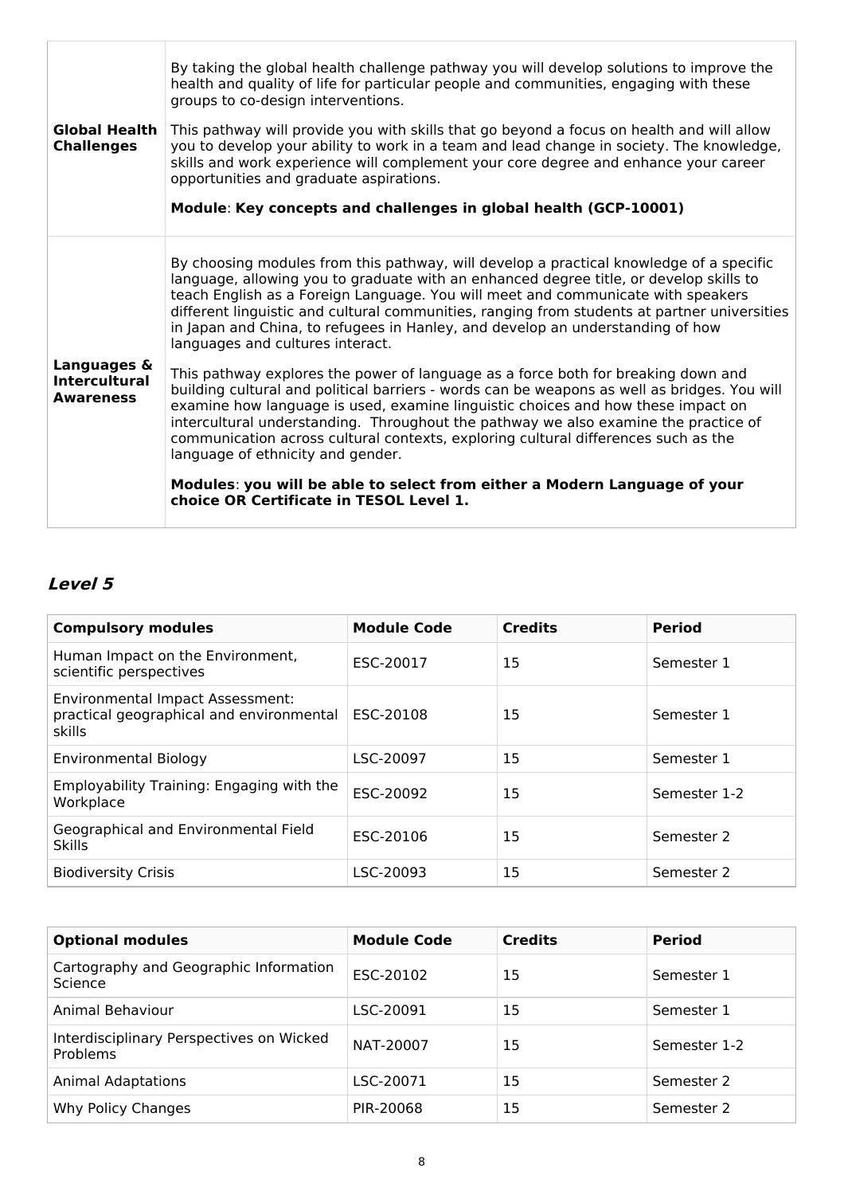| | |
|---|---|
| **Global Health Challenges** | By taking the global health challenge pathway you will develop solutions to improve the health and quality of life for particular people and communities, engaging with these groups to co-design interventions.<br><br>This pathway will provide you with skills that go beyond a focus on health and will allow you to develop your ability to work in a team and lead change in society. The knowledge, skills and work experience will complement your core degree and enhance your career opportunities and graduate aspirations.<br><br>**Module**: **Key concepts and challenges in global health (GCP-10001)** |
| **Languages & Intercultural Awareness** | By choosing modules from this pathway, will develop a practical knowledge of a specific language, allowing you to graduate with an enhanced degree title, or develop skills to teach English as a Foreign Language. You will meet and communicate with speakers different linguistic and cultural communities, ranging from students at partner universities in Japan and China, to refugees in Hanley, and develop an understanding of how languages and cultures interact.<br><br>This pathway explores the power of language as a force both for breaking down and building cultural and political barriers - words can be weapons as well as bridges. You will examine how language is used, examine linguistic choices and how these impact on intercultural understanding. Throughout the pathway we also examine the practice of communication across cultural contexts, exploring cultural differences such as the language of ethnicity and gender.<br><br>**Modules**: **you will be able to select from either a Modern Language of your choice OR Certificate in TESOL Level 1.** |

### ***Level 5***

| Compulsory modules | Module Code | Credits | Period |
|---|---|---|---|
| Human Impact on the Environment, scientific perspectives | ESC-20017 | 15 | Semester 1 |
| Environmental Impact Assessment: practical geographical and environmental skills | ESC-20108 | 15 | Semester 1 |
| Environmental Biology | LSC-20097 | 15 | Semester 1 |
| Employability Training: Engaging with the Workplace | ESC-20092 | 15 | Semester 1-2 |
| Geographical and Environmental Field Skills | ESC-20106 | 15 | Semester 2 |
| Biodiversity Crisis | LSC-20093 | 15 | Semester 2 |

| Optional modules | Module Code | Credits | Period |
|---|---|---|---|
| Cartography and Geographic Information Science | ESC-20102 | 15 | Semester 1 |
| Animal Behaviour | LSC-20091 | 15 | Semester 1 |
| Interdisciplinary Perspectives on Wicked Problems | NAT-20007 | 15 | Semester 1-2 |
| Animal Adaptations | LSC-20071 | 15 | Semester 2 |
| Why Policy Changes | PIR-20068 | 15 | Semester 2 |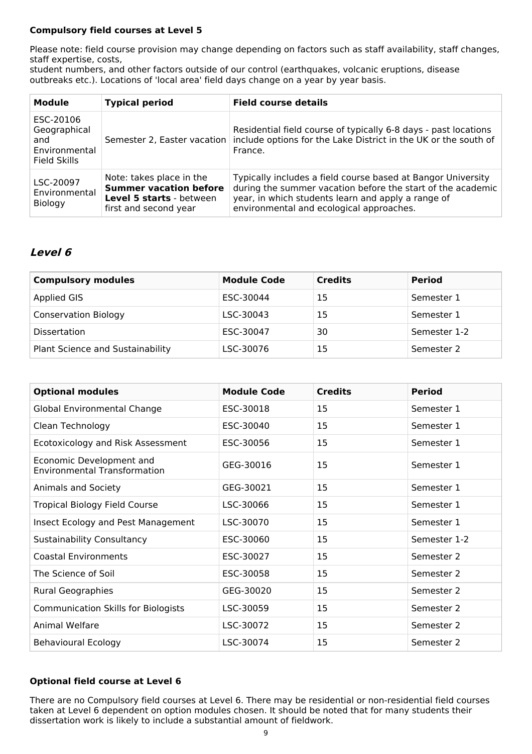**Compulsory field courses at Level 5**

Please note: field course provision may change depending on factors such as staff availability, staff changes, staff expertise, costs,
student numbers, and other factors outside of our control (earthquakes, volcanic eruptions, disease outbreaks etc.). Locations of 'local area' field days change on a year by year basis.

| Module | Typical period | Field course details |
|---|---|---|
| ESC-20106 Geographical and Environmental Field Skills | Semester 2, Easter vacation | Residential field course of typically 6-8 days - past locations include options for the Lake District in the UK or the south of France. |
| LSC-20097 Environmental Biology | Note: takes place in the **Summer vacation before Level 5 starts** - between first and second year | Typically includes a field course based at Bangor University during the summer vacation before the start of the academic year, in which students learn and apply a range of environmental and ecological approaches. |

## *Level 6*

| Compulsory modules | Module Code | Credits | Period |
|---|---|---|---|
| Applied GIS | ESC-30044 | 15 | Semester 1 |
| Conservation Biology | LSC-30043 | 15 | Semester 1 |
| Dissertation | ESC-30047 | 30 | Semester 1-2 |
| Plant Science and Sustainability | LSC-30076 | 15 | Semester 2 |

| Optional modules | Module Code | Credits | Period |
|---|---|---|---|
| Global Environmental Change | ESC-30018 | 15 | Semester 1 |
| Clean Technology | ESC-30040 | 15 | Semester 1 |
| Ecotoxicology and Risk Assessment | ESC-30056 | 15 | Semester 1 |
| Economic Development and Environmental Transformation | GEG-30016 | 15 | Semester 1 |
| Animals and Society | GEG-30021 | 15 | Semester 1 |
| Tropical Biology Field Course | LSC-30066 | 15 | Semester 1 |
| Insect Ecology and Pest Management | LSC-30070 | 15 | Semester 1 |
| Sustainability Consultancy | ESC-30060 | 15 | Semester 1-2 |
| Coastal Environments | ESC-30027 | 15 | Semester 2 |
| The Science of Soil | ESC-30058 | 15 | Semester 2 |
| Rural Geographies | GEG-30020 | 15 | Semester 2 |
| Communication Skills for Biologists | LSC-30059 | 15 | Semester 2 |
| Animal Welfare | LSC-30072 | 15 | Semester 2 |
| Behavioural Ecology | LSC-30074 | 15 | Semester 2 |

**Optional field course at Level 6**

There are no Compulsory field courses at Level 6. There may be residential or non-residential field courses taken at Level 6 dependent on option modules chosen. It should be noted that for many students their dissertation work is likely to include a substantial amount of fieldwork.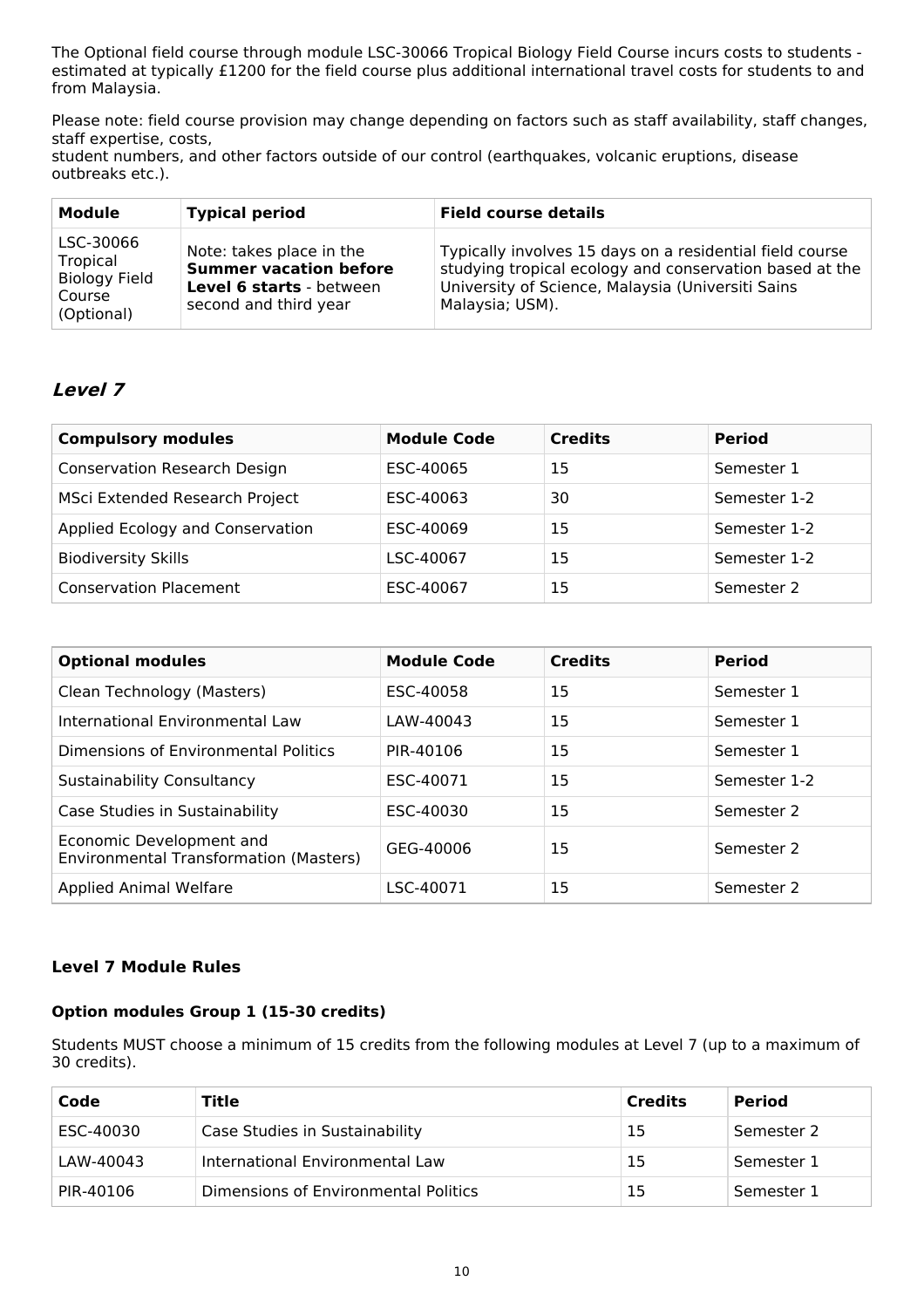The Optional field course through module LSC-30066 Tropical Biology Field Course incurs costs to students - estimated at typically £1200 for the field course plus additional international travel costs for students to and from Malaysia.

Please note: field course provision may change depending on factors such as staff availability, staff changes, staff expertise, costs,
student numbers, and other factors outside of our control (earthquakes, volcanic eruptions, disease outbreaks etc.).

| Module | Typical period | Field course details |
|---|---|---|
| LSC-30066 Tropical Biology Field Course (Optional) | Note: takes place in the **Summer vacation before Level 6 starts** - between second and third year | Typically involves 15 days on a residential field course studying tropical ecology and conservation based at the University of Science, Malaysia (Universiti Sains Malaysia; USM). |

## *Level 7*

| Compulsory modules | Module Code | Credits | Period |
|---|---|---|---|
| Conservation Research Design | ESC-40065 | 15 | Semester 1 |
| MSci Extended Research Project | ESC-40063 | 30 | Semester 1-2 |
| Applied Ecology and Conservation | ESC-40069 | 15 | Semester 1-2 |
| Biodiversity Skills | LSC-40067 | 15 | Semester 1-2 |
| Conservation Placement | ESC-40067 | 15 | Semester 2 |

| Optional modules | Module Code | Credits | Period |
|---|---|---|---|
| Clean Technology (Masters) | ESC-40058 | 15 | Semester 1 |
| International Environmental Law | LAW-40043 | 15 | Semester 1 |
| Dimensions of Environmental Politics | PIR-40106 | 15 | Semester 1 |
| Sustainability Consultancy | ESC-40071 | 15 | Semester 1-2 |
| Case Studies in Sustainability | ESC-40030 | 15 | Semester 2 |
| Economic Development and Environmental Transformation (Masters) | GEG-40006 | 15 | Semester 2 |
| Applied Animal Welfare | LSC-40071 | 15 | Semester 2 |

### Level 7 Module Rules

#### Option modules Group 1 (15-30 credits)

Students MUST choose a minimum of 15 credits from the following modules at Level 7 (up to a maximum of 30 credits).

| Code | Title | Credits | Period |
|---|---|---|---|
| ESC-40030 | Case Studies in Sustainability | 15 | Semester 2 |
| LAW-40043 | International Environmental Law | 15 | Semester 1 |
| PIR-40106 | Dimensions of Environmental Politics | 15 | Semester 1 |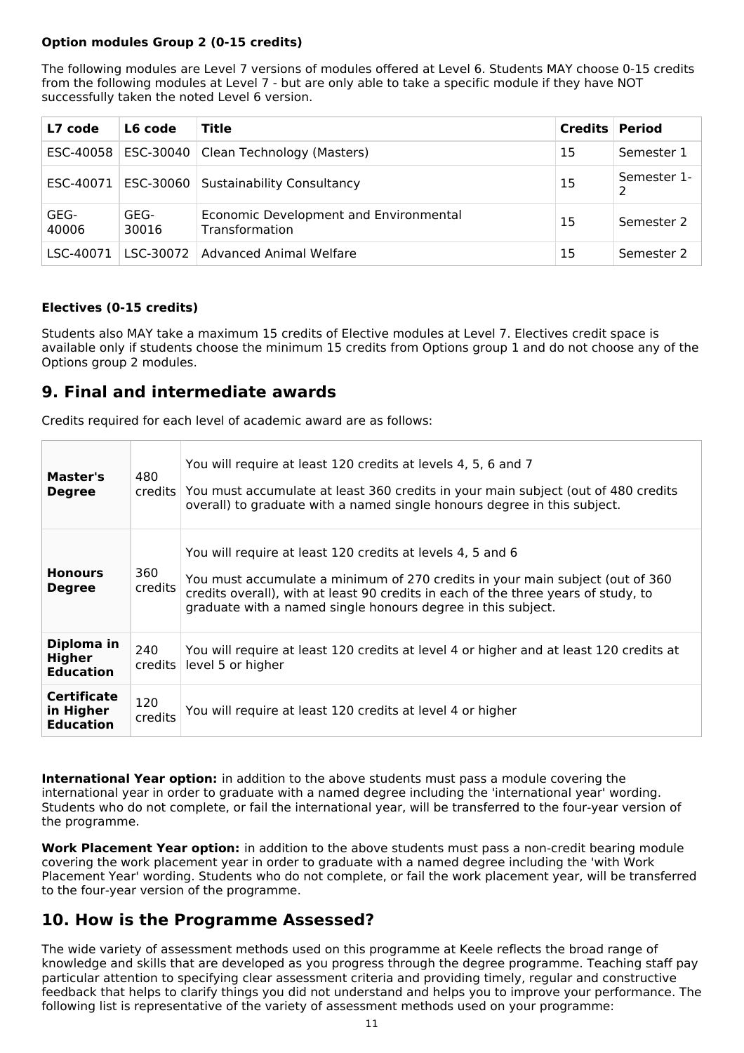**Option modules Group 2 (0-15 credits)**

The following modules are Level 7 versions of modules offered at Level 6. Students MAY choose 0-15 credits from the following modules at Level 7 - but are only able to take a specific module if they have NOT successfully taken the noted Level 6 version.

| L7 code | L6 code | Title | Credits | Period |
|---|---|---|---|---|
| ESC-40058 | ESC-30040 | Clean Technology (Masters) | 15 | Semester 1 |
| ESC-40071 | ESC-30060 | Sustainability Consultancy | 15 | Semester 1-2 |
| GEG-40006 | GEG-30016 | Economic Development and Environmental Transformation | 15 | Semester 2 |
| LSC-40071 | LSC-30072 | Advanced Animal Welfare | 15 | Semester 2 |

**Electives (0-15 credits)**

Students also MAY take a maximum 15 credits of Elective modules at Level 7. Electives credit space is available only if students choose the minimum 15 credits from Options group 1 and do not choose any of the Options group 2 modules.

## 9. Final and intermediate awards

Credits required for each level of academic award are as follows:

| | | |
|---|---|---|
| **Master's Degree** | 480 credits | You will require at least 120 credits at levels 4, 5, 6 and 7<br><br>You must accumulate at least 360 credits in your main subject (out of 480 credits overall) to graduate with a named single honours degree in this subject. |
| **Honours Degree** | 360 credits | You will require at least 120 credits at levels 4, 5 and 6<br><br>You must accumulate a minimum of 270 credits in your main subject (out of 360 credits overall), with at least 90 credits in each of the three years of study, to graduate with a named single honours degree in this subject. |
| **Diploma in Higher Education** | 240 credits | You will require at least 120 credits at level 4 or higher and at least 120 credits at level 5 or higher |
| **Certificate in Higher Education** | 120 credits | You will require at least 120 credits at level 4 or higher |

**International Year option:** in addition to the above students must pass a module covering the international year in order to graduate with a named degree including the 'international year' wording. Students who do not complete, or fail the international year, will be transferred to the four-year version of the programme.

**Work Placement Year option:** in addition to the above students must pass a non-credit bearing module covering the work placement year in order to graduate with a named degree including the 'with Work Placement Year' wording. Students who do not complete, or fail the work placement year, will be transferred to the four-year version of the programme.

## 10. How is the Programme Assessed?

The wide variety of assessment methods used on this programme at Keele reflects the broad range of knowledge and skills that are developed as you progress through the degree programme. Teaching staff pay particular attention to specifying clear assessment criteria and providing timely, regular and constructive feedback that helps to clarify things you did not understand and helps you to improve your performance. The following list is representative of the variety of assessment methods used on your programme: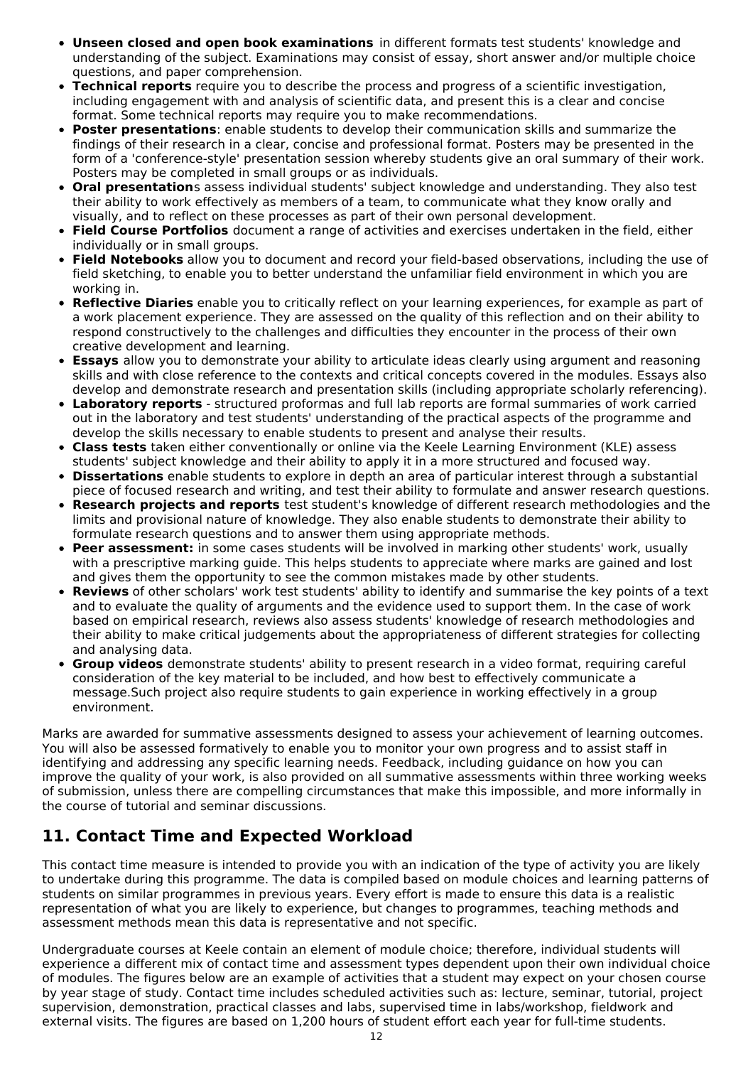- **Unseen closed and open book examinations** in different formats test students' knowledge and understanding of the subject. Examinations may consist of essay, short answer and/or multiple choice questions, and paper comprehension.
- **Technical reports** require you to describe the process and progress of a scientific investigation, including engagement with and analysis of scientific data, and present this is a clear and concise format. Some technical reports may require you to make recommendations.
- **Poster presentations**: enable students to develop their communication skills and summarize the findings of their research in a clear, concise and professional format. Posters may be presented in the form of a 'conference-style' presentation session whereby students give an oral summary of their work. Posters may be completed in small groups or as individuals.
- **Oral presentation**s assess individual students' subject knowledge and understanding. They also test their ability to work effectively as members of a team, to communicate what they know orally and visually, and to reflect on these processes as part of their own personal development.
- **Field Course Portfolios** document a range of activities and exercises undertaken in the field, either individually or in small groups.
- **Field Notebooks** allow you to document and record your field-based observations, including the use of field sketching, to enable you to better understand the unfamiliar field environment in which you are working in.
- **Reflective Diaries** enable you to critically reflect on your learning experiences, for example as part of a work placement experience. They are assessed on the quality of this reflection and on their ability to respond constructively to the challenges and difficulties they encounter in the process of their own creative development and learning.
- **Essays** allow you to demonstrate your ability to articulate ideas clearly using argument and reasoning skills and with close reference to the contexts and critical concepts covered in the modules. Essays also develop and demonstrate research and presentation skills (including appropriate scholarly referencing).
- **Laboratory reports** - structured proformas and full lab reports are formal summaries of work carried out in the laboratory and test students' understanding of the practical aspects of the programme and develop the skills necessary to enable students to present and analyse their results.
- **Class tests** taken either conventionally or online via the Keele Learning Environment (KLE) assess students' subject knowledge and their ability to apply it in a more structured and focused way.
- **Dissertations** enable students to explore in depth an area of particular interest through a substantial piece of focused research and writing, and test their ability to formulate and answer research questions.
- **Research projects and reports** test student's knowledge of different research methodologies and the limits and provisional nature of knowledge. They also enable students to demonstrate their ability to formulate research questions and to answer them using appropriate methods.
- **Peer assessment:** in some cases students will be involved in marking other students' work, usually with a prescriptive marking guide. This helps students to appreciate where marks are gained and lost and gives them the opportunity to see the common mistakes made by other students.
- **Reviews** of other scholars' work test students' ability to identify and summarise the key points of a text and to evaluate the quality of arguments and the evidence used to support them. In the case of work based on empirical research, reviews also assess students' knowledge of research methodologies and their ability to make critical judgements about the appropriateness of different strategies for collecting and analysing data.
- **Group videos** demonstrate students' ability to present research in a video format, requiring careful consideration of the key material to be included, and how best to effectively communicate a message.Such project also require students to gain experience in working effectively in a group environment.

Marks are awarded for summative assessments designed to assess your achievement of learning outcomes. You will also be assessed formatively to enable you to monitor your own progress and to assist staff in identifying and addressing any specific learning needs. Feedback, including guidance on how you can improve the quality of your work, is also provided on all summative assessments within three working weeks of submission, unless there are compelling circumstances that make this impossible, and more informally in the course of tutorial and seminar discussions.

## 11. Contact Time and Expected Workload

This contact time measure is intended to provide you with an indication of the type of activity you are likely to undertake during this programme. The data is compiled based on module choices and learning patterns of students on similar programmes in previous years. Every effort is made to ensure this data is a realistic representation of what you are likely to experience, but changes to programmes, teaching methods and assessment methods mean this data is representative and not specific.

Undergraduate courses at Keele contain an element of module choice; therefore, individual students will experience a different mix of contact time and assessment types dependent upon their own individual choice of modules. The figures below are an example of activities that a student may expect on your chosen course by year stage of study. Contact time includes scheduled activities such as: lecture, seminar, tutorial, project supervision, demonstration, practical classes and labs, supervised time in labs/workshop, fieldwork and external visits. The figures are based on 1,200 hours of student effort each year for full-time students.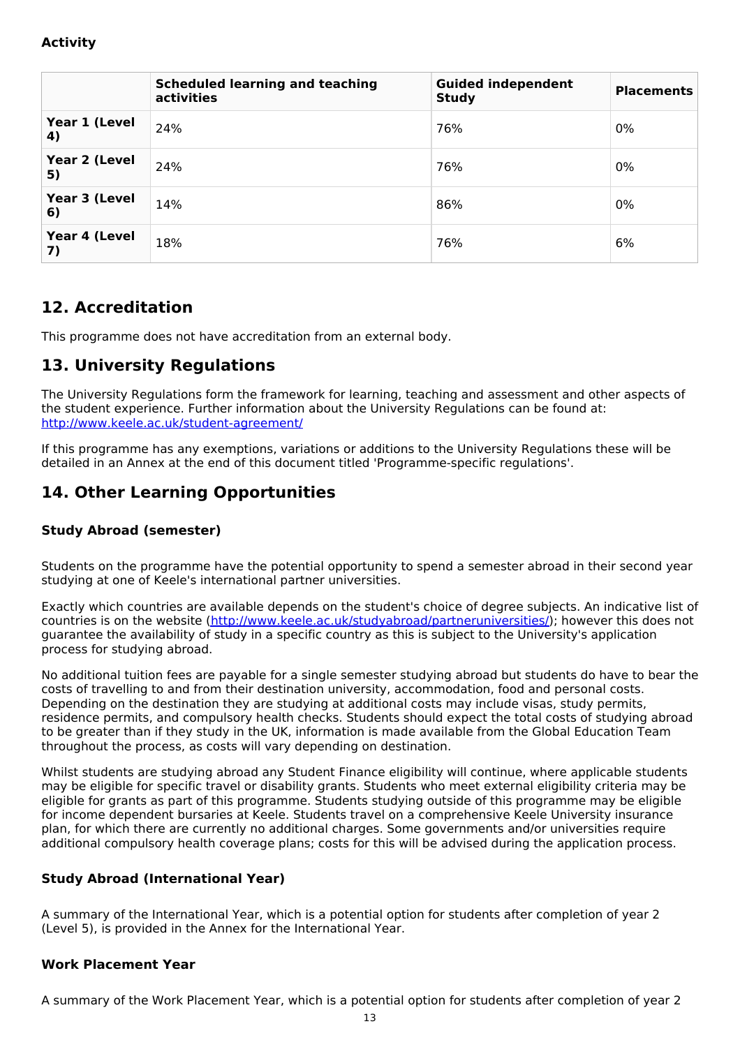**Activity**

| | Scheduled learning and teaching activities | Guided independent Study | Placements |
|---|---|---|---|
| **Year 1 (Level 4)** | 24% | 76% | 0% |
| **Year 2 (Level 5)** | 24% | 76% | 0% |
| **Year 3 (Level 6)** | 14% | 86% | 0% |
| **Year 4 (Level 7)** | 18% | 76% | 6% |

## 12. Accreditation

This programme does not have accreditation from an external body.

## 13. University Regulations

The University Regulations form the framework for learning, teaching and assessment and other aspects of the student experience. Further information about the University Regulations can be found at: http://www.keele.ac.uk/student-agreement/

If this programme has any exemptions, variations or additions to the University Regulations these will be detailed in an Annex at the end of this document titled 'Programme-specific regulations'.

## 14. Other Learning Opportunities

### Study Abroad (semester)

Students on the programme have the potential opportunity to spend a semester abroad in their second year studying at one of Keele's international partner universities.

Exactly which countries are available depends on the student's choice of degree subjects. An indicative list of countries is on the website (http://www.keele.ac.uk/studyabroad/partneruniversities/); however this does not guarantee the availability of study in a specific country as this is subject to the University's application process for studying abroad.

No additional tuition fees are payable for a single semester studying abroad but students do have to bear the costs of travelling to and from their destination university, accommodation, food and personal costs. Depending on the destination they are studying at additional costs may include visas, study permits, residence permits, and compulsory health checks. Students should expect the total costs of studying abroad to be greater than if they study in the UK, information is made available from the Global Education Team throughout the process, as costs will vary depending on destination.

Whilst students are studying abroad any Student Finance eligibility will continue, where applicable students may be eligible for specific travel or disability grants. Students who meet external eligibility criteria may be eligible for grants as part of this programme. Students studying outside of this programme may be eligible for income dependent bursaries at Keele. Students travel on a comprehensive Keele University insurance plan, for which there are currently no additional charges. Some governments and/or universities require additional compulsory health coverage plans; costs for this will be advised during the application process.

### Study Abroad (International Year)

A summary of the International Year, which is a potential option for students after completion of year 2 (Level 5), is provided in the Annex for the International Year.

### Work Placement Year

A summary of the Work Placement Year, which is a potential option for students after completion of year 2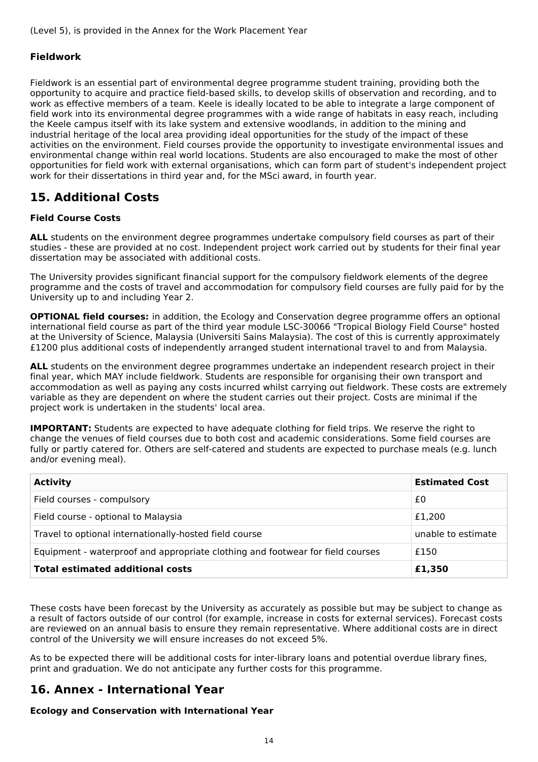(Level 5), is provided in the Annex for the Work Placement Year

**Fieldwork**

Fieldwork is an essential part of environmental degree programme student training, providing both the opportunity to acquire and practice field-based skills, to develop skills of observation and recording, and to work as effective members of a team. Keele is ideally located to be able to integrate a large component of field work into its environmental degree programmes with a wide range of habitats in easy reach, including the Keele campus itself with its lake system and extensive woodlands, in addition to the mining and industrial heritage of the local area providing ideal opportunities for the study of the impact of these activities on the environment. Field courses provide the opportunity to investigate environmental issues and environmental change within real world locations. Students are also encouraged to make the most of other opportunities for field work with external organisations, which can form part of student's independent project work for their dissertations in third year and, for the MSci award, in fourth year.

## 15. Additional Costs

**Field Course Costs**

**ALL** students on the environment degree programmes undertake compulsory field courses as part of their studies - these are provided at no cost. Independent project work carried out by students for their final year dissertation may be associated with additional costs.

The University provides significant financial support for the compulsory fieldwork elements of the degree programme and the costs of travel and accommodation for compulsory field courses are fully paid for by the University up to and including Year 2.

**OPTIONAL field courses:** in addition, the Ecology and Conservation degree programme offers an optional international field course as part of the third year module LSC-30066 "Tropical Biology Field Course" hosted at the University of Science, Malaysia (Universiti Sains Malaysia). The cost of this is currently approximately £1200 plus additional costs of independently arranged student international travel to and from Malaysia.

**ALL** students on the environment degree programmes undertake an independent research project in their final year, which MAY include fieldwork. Students are responsible for organising their own transport and accommodation as well as paying any costs incurred whilst carrying out fieldwork. These costs are extremely variable as they are dependent on where the student carries out their project. Costs are minimal if the project work is undertaken in the students' local area.

**IMPORTANT:** Students are expected to have adequate clothing for field trips. We reserve the right to change the venues of field courses due to both cost and academic considerations. Some field courses are fully or partly catered for. Others are self-catered and students are expected to purchase meals (e.g. lunch and/or evening meal).

| Activity | Estimated Cost |
|---|---|
| Field courses - compulsory | £0 |
| Field course - optional to Malaysia | £1,200 |
| Travel to optional internationally-hosted field course | unable to estimate |
| Equipment - waterproof and appropriate clothing and footwear for field courses | £150 |
| **Total estimated additional costs** | **£1,350** |

These costs have been forecast by the University as accurately as possible but may be subject to change as a result of factors outside of our control (for example, increase in costs for external services). Forecast costs are reviewed on an annual basis to ensure they remain representative. Where additional costs are in direct control of the University we will ensure increases do not exceed 5%.

As to be expected there will be additional costs for inter-library loans and potential overdue library fines, print and graduation. We do not anticipate any further costs for this programme.

## 16. Annex - International Year

**Ecology and Conservation with International Year**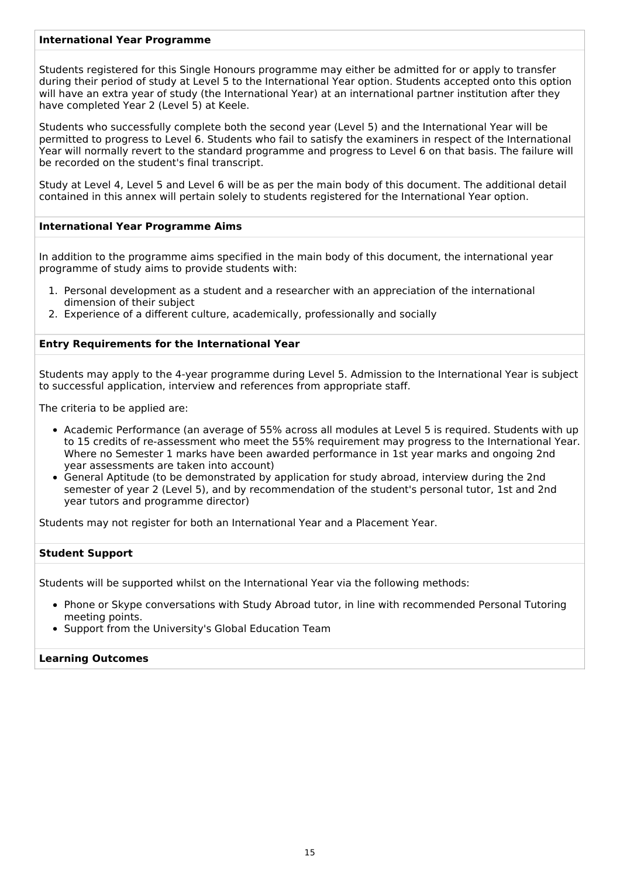### International Year Programme

Students registered for this Single Honours programme may either be admitted for or apply to transfer during their period of study at Level 5 to the International Year option. Students accepted onto this option will have an extra year of study (the International Year) at an international partner institution after they have completed Year 2 (Level 5) at Keele.

Students who successfully complete both the second year (Level 5) and the International Year will be permitted to progress to Level 6. Students who fail to satisfy the examiners in respect of the International Year will normally revert to the standard programme and progress to Level 6 on that basis. The failure will be recorded on the student's final transcript.

Study at Level 4, Level 5 and Level 6 will be as per the main body of this document. The additional detail contained in this annex will pertain solely to students registered for the International Year option.

### International Year Programme Aims

In addition to the programme aims specified in the main body of this document, the international year programme of study aims to provide students with:

1. Personal development as a student and a researcher with an appreciation of the international dimension of their subject
2. Experience of a different culture, academically, professionally and socially

### Entry Requirements for the International Year

Students may apply to the 4-year programme during Level 5. Admission to the International Year is subject to successful application, interview and references from appropriate staff.

The criteria to be applied are:

- Academic Performance (an average of 55% across all modules at Level 5 is required. Students with up to 15 credits of re-assessment who meet the 55% requirement may progress to the International Year. Where no Semester 1 marks have been awarded performance in 1st year marks and ongoing 2nd year assessments are taken into account)
- General Aptitude (to be demonstrated by application for study abroad, interview during the 2nd semester of year 2 (Level 5), and by recommendation of the student's personal tutor, 1st and 2nd year tutors and programme director)

Students may not register for both an International Year and a Placement Year.

### Student Support

Students will be supported whilst on the International Year via the following methods:

- Phone or Skype conversations with Study Abroad tutor, in line with recommended Personal Tutoring meeting points.
- Support from the University's Global Education Team

### Learning Outcomes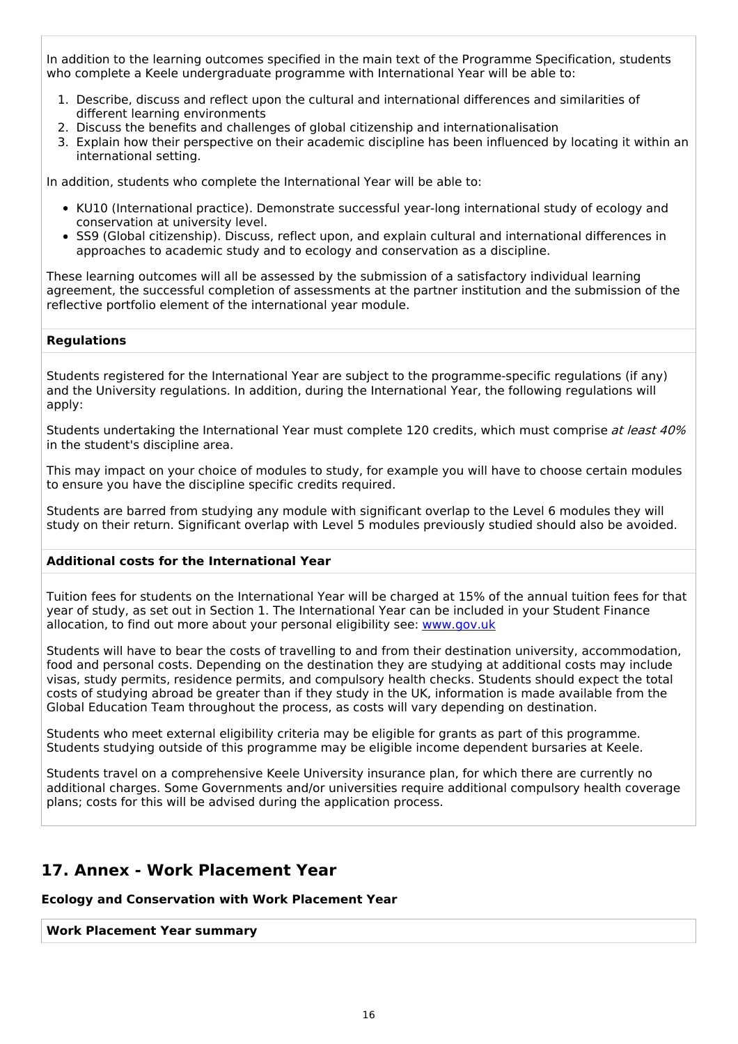In addition to the learning outcomes specified in the main text of the Programme Specification, students who complete a Keele undergraduate programme with International Year will be able to:

1. Describe, discuss and reflect upon the cultural and international differences and similarities of different learning environments
2. Discuss the benefits and challenges of global citizenship and internationalisation
3. Explain how their perspective on their academic discipline has been influenced by locating it within an international setting.

In addition, students who complete the International Year will be able to:

- KU10 (International practice). Demonstrate successful year-long international study of ecology and conservation at university level.
- SS9 (Global citizenship). Discuss, reflect upon, and explain cultural and international differences in approaches to academic study and to ecology and conservation as a discipline.

These learning outcomes will all be assessed by the submission of a satisfactory individual learning agreement, the successful completion of assessments at the partner institution and the submission of the reflective portfolio element of the international year module.

**Regulations**

Students registered for the International Year are subject to the programme-specific regulations (if any) and the University regulations. In addition, during the International Year, the following regulations will apply:

Students undertaking the International Year must complete 120 credits, which must comprise *at least 40%* in the student's discipline area.

This may impact on your choice of modules to study, for example you will have to choose certain modules to ensure you have the discipline specific credits required.

Students are barred from studying any module with significant overlap to the Level 6 modules they will study on their return. Significant overlap with Level 5 modules previously studied should also be avoided.

**Additional costs for the International Year**

Tuition fees for students on the International Year will be charged at 15% of the annual tuition fees for that year of study, as set out in Section 1. The International Year can be included in your Student Finance allocation, to find out more about your personal eligibility see: [www.gov.uk](www.gov.uk)

Students will have to bear the costs of travelling to and from their destination university, accommodation, food and personal costs. Depending on the destination they are studying at additional costs may include visas, study permits, residence permits, and compulsory health checks. Students should expect the total costs of studying abroad be greater than if they study in the UK, information is made available from the Global Education Team throughout the process, as costs will vary depending on destination.

Students who meet external eligibility criteria may be eligible for grants as part of this programme. Students studying outside of this programme may be eligible income dependent bursaries at Keele.

Students travel on a comprehensive Keele University insurance plan, for which there are currently no additional charges. Some Governments and/or universities require additional compulsory health coverage plans; costs for this will be advised during the application process.

## 17. Annex - Work Placement Year

**Ecology and Conservation with Work Placement Year**

**Work Placement Year summary**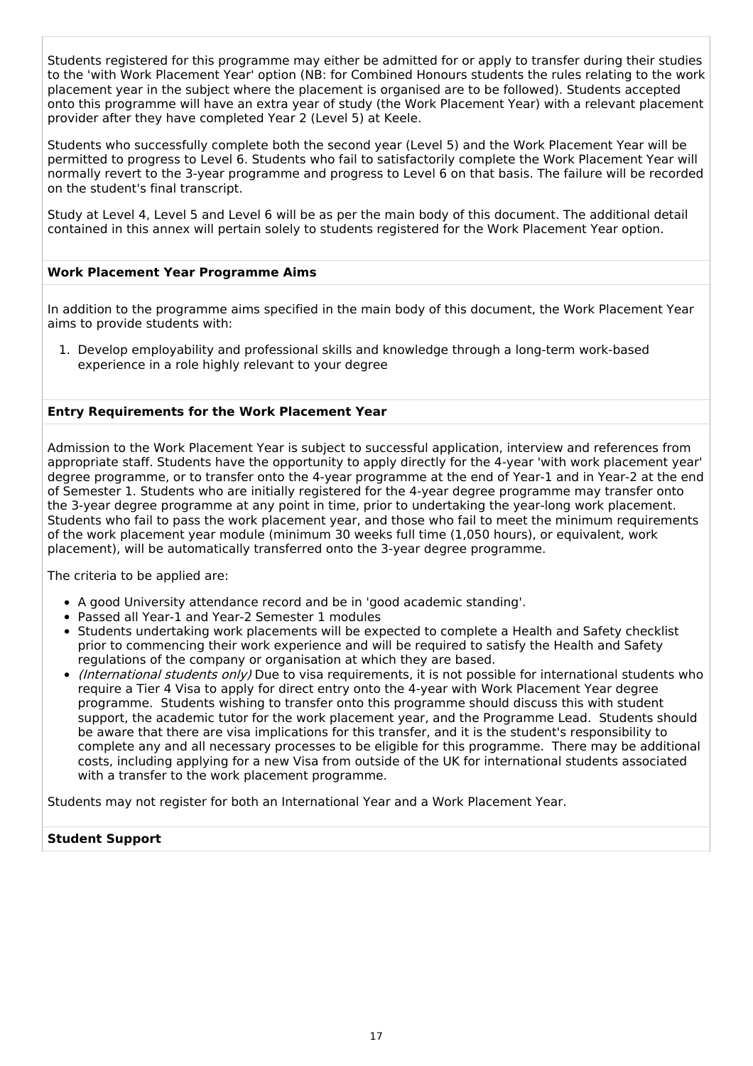Students registered for this programme may either be admitted for or apply to transfer during their studies to the 'with Work Placement Year' option (NB: for Combined Honours students the rules relating to the work placement year in the subject where the placement is organised are to be followed). Students accepted onto this programme will have an extra year of study (the Work Placement Year) with a relevant placement provider after they have completed Year 2 (Level 5) at Keele.

Students who successfully complete both the second year (Level 5) and the Work Placement Year will be permitted to progress to Level 6. Students who fail to satisfactorily complete the Work Placement Year will normally revert to the 3-year programme and progress to Level 6 on that basis. The failure will be recorded on the student's final transcript.

Study at Level 4, Level 5 and Level 6 will be as per the main body of this document. The additional detail contained in this annex will pertain solely to students registered for the Work Placement Year option.

**Work Placement Year Programme Aims**

In addition to the programme aims specified in the main body of this document, the Work Placement Year aims to provide students with:

1. Develop employability and professional skills and knowledge through a long-term work-based experience in a role highly relevant to your degree

**Entry Requirements for the Work Placement Year**

Admission to the Work Placement Year is subject to successful application, interview and references from appropriate staff. Students have the opportunity to apply directly for the 4-year 'with work placement year' degree programme, or to transfer onto the 4-year programme at the end of Year-1 and in Year-2 at the end of Semester 1. Students who are initially registered for the 4-year degree programme may transfer onto the 3-year degree programme at any point in time, prior to undertaking the year-long work placement. Students who fail to pass the work placement year, and those who fail to meet the minimum requirements of the work placement year module (minimum 30 weeks full time (1,050 hours), or equivalent, work placement), will be automatically transferred onto the 3-year degree programme.

The criteria to be applied are:

- A good University attendance record and be in 'good academic standing'.
- Passed all Year-1 and Year-2 Semester 1 modules
- Students undertaking work placements will be expected to complete a Health and Safety checklist prior to commencing their work experience and will be required to satisfy the Health and Safety regulations of the company or organisation at which they are based.
- *(International students only)* Due to visa requirements, it is not possible for international students who require a Tier 4 Visa to apply for direct entry onto the 4-year with Work Placement Year degree programme. Students wishing to transfer onto this programme should discuss this with student support, the academic tutor for the work placement year, and the Programme Lead. Students should be aware that there are visa implications for this transfer, and it is the student's responsibility to complete any and all necessary processes to be eligible for this programme. There may be additional costs, including applying for a new Visa from outside of the UK for international students associated with a transfer to the work placement programme.

Students may not register for both an International Year and a Work Placement Year.

**Student Support**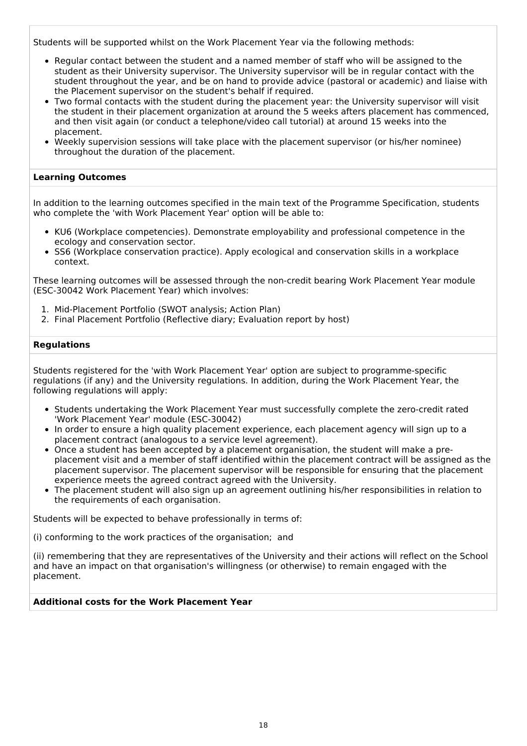Students will be supported whilst on the Work Placement Year via the following methods:

- Regular contact between the student and a named member of staff who will be assigned to the student as their University supervisor. The University supervisor will be in regular contact with the student throughout the year, and be on hand to provide advice (pastoral or academic) and liaise with the Placement supervisor on the student's behalf if required.
- Two formal contacts with the student during the placement year: the University supervisor will visit the student in their placement organization at around the 5 weeks afters placement has commenced, and then visit again (or conduct a telephone/video call tutorial) at around 15 weeks into the placement.
- Weekly supervision sessions will take place with the placement supervisor (or his/her nominee) throughout the duration of the placement.

**Learning Outcomes**

In addition to the learning outcomes specified in the main text of the Programme Specification, students who complete the 'with Work Placement Year' option will be able to:

- KU6 (Workplace competencies). Demonstrate employability and professional competence in the ecology and conservation sector.
- SS6 (Workplace conservation practice). Apply ecological and conservation skills in a workplace context.

These learning outcomes will be assessed through the non-credit bearing Work Placement Year module (ESC-30042 Work Placement Year) which involves:

1. Mid-Placement Portfolio (SWOT analysis; Action Plan)
2. Final Placement Portfolio (Reflective diary; Evaluation report by host)

**Regulations**

Students registered for the 'with Work Placement Year' option are subject to programme-specific regulations (if any) and the University regulations. In addition, during the Work Placement Year, the following regulations will apply:

- Students undertaking the Work Placement Year must successfully complete the zero-credit rated 'Work Placement Year' module (ESC-30042)
- In order to ensure a high quality placement experience, each placement agency will sign up to a placement contract (analogous to a service level agreement).
- Once a student has been accepted by a placement organisation, the student will make a pre-placement visit and a member of staff identified within the placement contract will be assigned as the placement supervisor. The placement supervisor will be responsible for ensuring that the placement experience meets the agreed contract agreed with the University.
- The placement student will also sign up an agreement outlining his/her responsibilities in relation to the requirements of each organisation.

Students will be expected to behave professionally in terms of:

(i) conforming to the work practices of the organisation; and

(ii) remembering that they are representatives of the University and their actions will reflect on the School and have an impact on that organisation's willingness (or otherwise) to remain engaged with the placement.

**Additional costs for the Work Placement Year**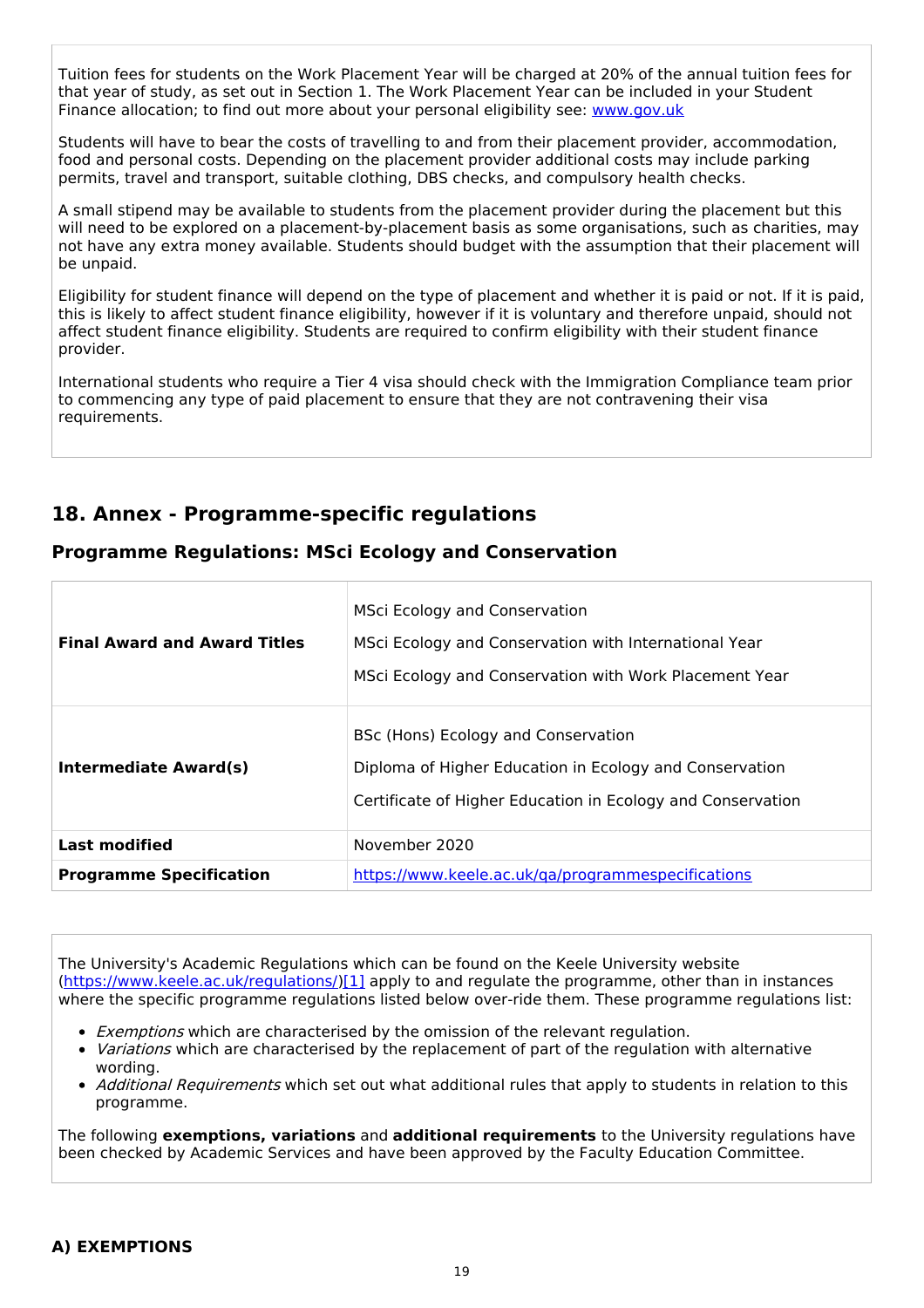Tuition fees for students on the Work Placement Year will be charged at 20% of the annual tuition fees for that year of study, as set out in Section 1. The Work Placement Year can be included in your Student Finance allocation; to find out more about your personal eligibility see: [www.gov.uk](www.gov.uk)

Students will have to bear the costs of travelling to and from their placement provider, accommodation, food and personal costs. Depending on the placement provider additional costs may include parking permits, travel and transport, suitable clothing, DBS checks, and compulsory health checks.

A small stipend may be available to students from the placement provider during the placement but this will need to be explored on a placement-by-placement basis as some organisations, such as charities, may not have any extra money available. Students should budget with the assumption that their placement will be unpaid.

Eligibility for student finance will depend on the type of placement and whether it is paid or not. If it is paid, this is likely to affect student finance eligibility, however if it is voluntary and therefore unpaid, should not affect student finance eligibility. Students are required to confirm eligibility with their student finance provider.

International students who require a Tier 4 visa should check with the Immigration Compliance team prior to commencing any type of paid placement to ensure that they are not contravening their visa requirements.

## 18. Annex - Programme-specific regulations

### Programme Regulations: MSci Ecology and Conservation

| | |
|---|---|
| **Final Award and Award Titles** | MSci Ecology and Conservation<br>MSci Ecology and Conservation with International Year<br>MSci Ecology and Conservation with Work Placement Year |
| **Intermediate Award(s)** | BSc (Hons) Ecology and Conservation<br>Diploma of Higher Education in Ecology and Conservation<br>Certificate of Higher Education in Ecology and Conservation |
| **Last modified** | November 2020 |
| **Programme Specification** | https://www.keele.ac.uk/qa/programmespecifications |

The University's Academic Regulations which can be found on the Keele University website (https://www.keele.ac.uk/regulations/)[1] apply to and regulate the programme, other than in instances where the specific programme regulations listed below over-ride them. These programme regulations list:

- *Exemptions* which are characterised by the omission of the relevant regulation.
- *Variations* which are characterised by the replacement of part of the regulation with alternative wording.
- *Additional Requirements* which set out what additional rules that apply to students in relation to this programme.

The following **exemptions, variations** and **additional requirements** to the University regulations have been checked by Academic Services and have been approved by the Faculty Education Committee.

### A) EXEMPTIONS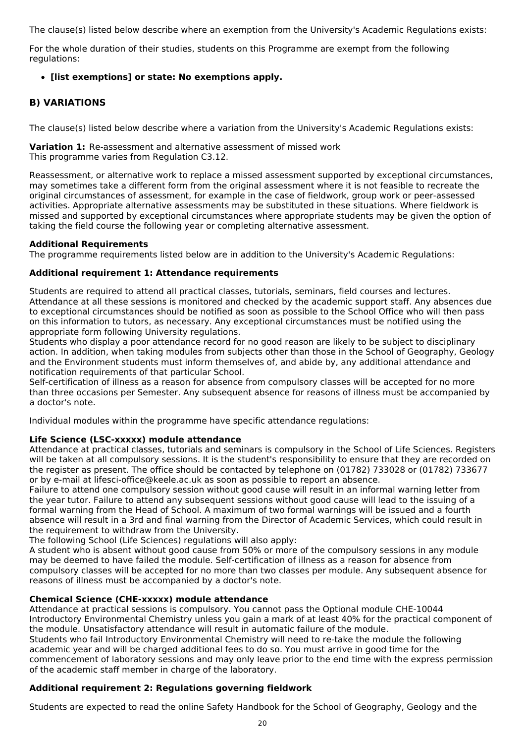The clause(s) listed below describe where an exemption from the University's Academic Regulations exists:

For the whole duration of their studies, students on this Programme are exempt from the following regulations:

- **[list exemptions] or state: No exemptions apply.**

## B) VARIATIONS

The clause(s) listed below describe where a variation from the University's Academic Regulations exists:

**Variation 1:** Re-assessment and alternative assessment of missed work
This programme varies from Regulation C3.12.

Reassessment, or alternative work to replace a missed assessment supported by exceptional circumstances, may sometimes take a different form from the original assessment where it is not feasible to recreate the original circumstances of assessment, for example in the case of fieldwork, group work or peer-assessed activities. Appropriate alternative assessments may be substituted in these situations. Where fieldwork is missed and supported by exceptional circumstances where appropriate students may be given the option of taking the field course the following year or completing alternative assessment.

**Additional Requirements**
The programme requirements listed below are in addition to the University's Academic Regulations:

**Additional requirement 1: Attendance requirements**

Students are required to attend all practical classes, tutorials, seminars, field courses and lectures. Attendance at all these sessions is monitored and checked by the academic support staff. Any absences due to exceptional circumstances should be notified as soon as possible to the School Office who will then pass on this information to tutors, as necessary. Any exceptional circumstances must be notified using the appropriate form following University regulations.
Students who display a poor attendance record for no good reason are likely to be subject to disciplinary action. In addition, when taking modules from subjects other than those in the School of Geography, Geology and the Environment students must inform themselves of, and abide by, any additional attendance and notification requirements of that particular School.
Self-certification of illness as a reason for absence from compulsory classes will be accepted for no more than three occasions per Semester. Any subsequent absence for reasons of illness must be accompanied by a doctor's note.

Individual modules within the programme have specific attendance regulations:

**Life Science (LSC-xxxxx) module attendance**
Attendance at practical classes, tutorials and seminars is compulsory in the School of Life Sciences. Registers will be taken at all compulsory sessions. It is the student's responsibility to ensure that they are recorded on the register as present. The office should be contacted by telephone on (01782) 733028 or (01782) 733677 or by e-mail at lifesci-office@keele.ac.uk as soon as possible to report an absence.
Failure to attend one compulsory session without good cause will result in an informal warning letter from the year tutor. Failure to attend any subsequent sessions without good cause will lead to the issuing of a formal warning from the Head of School. A maximum of two formal warnings will be issued and a fourth absence will result in a 3rd and final warning from the Director of Academic Services, which could result in the requirement to withdraw from the University.
The following School (Life Sciences) regulations will also apply:
A student who is absent without good cause from 50% or more of the compulsory sessions in any module may be deemed to have failed the module. Self-certification of illness as a reason for absence from compulsory classes will be accepted for no more than two classes per module. Any subsequent absence for reasons of illness must be accompanied by a doctor's note.

**Chemical Science (CHE-xxxxx) module attendance**
Attendance at practical sessions is compulsory. You cannot pass the Optional module CHE-10044 Introductory Environmental Chemistry unless you gain a mark of at least 40% for the practical component of the module. Unsatisfactory attendance will result in automatic failure of the module.
Students who fail Introductory Environmental Chemistry will need to re-take the module the following academic year and will be charged additional fees to do so. You must arrive in good time for the commencement of laboratory sessions and may only leave prior to the end time with the express permission of the academic staff member in charge of the laboratory.

**Additional requirement 2: Regulations governing fieldwork**

Students are expected to read the online Safety Handbook for the School of Geography, Geology and the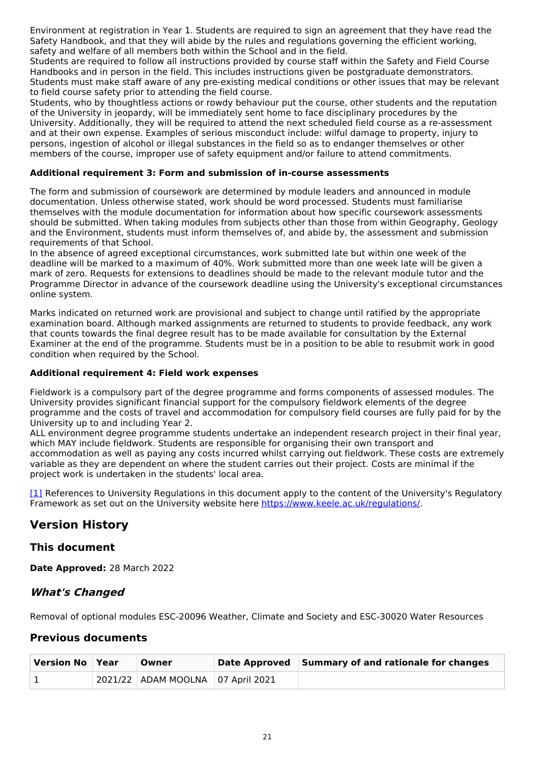Environment at registration in Year 1. Students are required to sign an agreement that they have read the Safety Handbook, and that they will abide by the rules and regulations governing the efficient working, safety and welfare of all members both within the School and in the field.
Students are required to follow all instructions provided by course staff within the Safety and Field Course Handbooks and in person in the field. This includes instructions given be postgraduate demonstrators. Students must make staff aware of any pre-existing medical conditions or other issues that may be relevant to field course safety prior to attending the field course.
Students, who by thoughtless actions or rowdy behaviour put the course, other students and the reputation of the University in jeopardy, will be immediately sent home to face disciplinary procedures by the University. Additionally, they will be required to attend the next scheduled field course as a re-assessment and at their own expense. Examples of serious misconduct include: wilful damage to property, injury to persons, ingestion of alcohol or illegal substances in the field so as to endanger themselves or other members of the course, improper use of safety equipment and/or failure to attend commitments.

**Additional requirement 3: Form and submission of in-course assessments**

The form and submission of coursework are determined by module leaders and announced in module documentation. Unless otherwise stated, work should be word processed. Students must familiarise themselves with the module documentation for information about how specific coursework assessments should be submitted. When taking modules from subjects other than those from within Geography, Geology and the Environment, students must inform themselves of, and abide by, the assessment and submission requirements of that School.
In the absence of agreed exceptional circumstances, work submitted late but within one week of the deadline will be marked to a maximum of 40%. Work submitted more than one week late will be given a mark of zero. Requests for extensions to deadlines should be made to the relevant module tutor and the Programme Director in advance of the coursework deadline using the University's exceptional circumstances online system.

Marks indicated on returned work are provisional and subject to change until ratified by the appropriate examination board. Although marked assignments are returned to students to provide feedback, any work that counts towards the final degree result has to be made available for consultation by the External Examiner at the end of the programme. Students must be in a position to be able to resubmit work in good condition when required by the School.

**Additional requirement 4: Field work expenses**

Fieldwork is a compulsory part of the degree programme and forms components of assessed modules. The University provides significant financial support for the compulsory fieldwork elements of the degree programme and the costs of travel and accommodation for compulsory field courses are fully paid for by the University up to and including Year 2.
ALL environment degree programme students undertake an independent research project in their final year, which MAY include fieldwork. Students are responsible for organising their own transport and accommodation as well as paying any costs incurred whilst carrying out fieldwork. These costs are extremely variable as they are dependent on where the student carries out their project. Costs are minimal if the project work is undertaken in the students' local area.

[1] References to University Regulations in this document apply to the content of the University's Regulatory Framework as set out on the University website here https://www.keele.ac.uk/regulations/.

## Version History

### This document

**Date Approved:** 28 March 2022

### *What's Changed*

Removal of optional modules ESC-20096 Weather, Climate and Society and ESC-30020 Water Resources

### Previous documents

| Version No | Year | Owner | Date Approved | Summary of and rationale for changes |
|---|---|---|---|---|
| 1 | 2021/22 | ADAM MOOLNA | 07 April 2021 | |